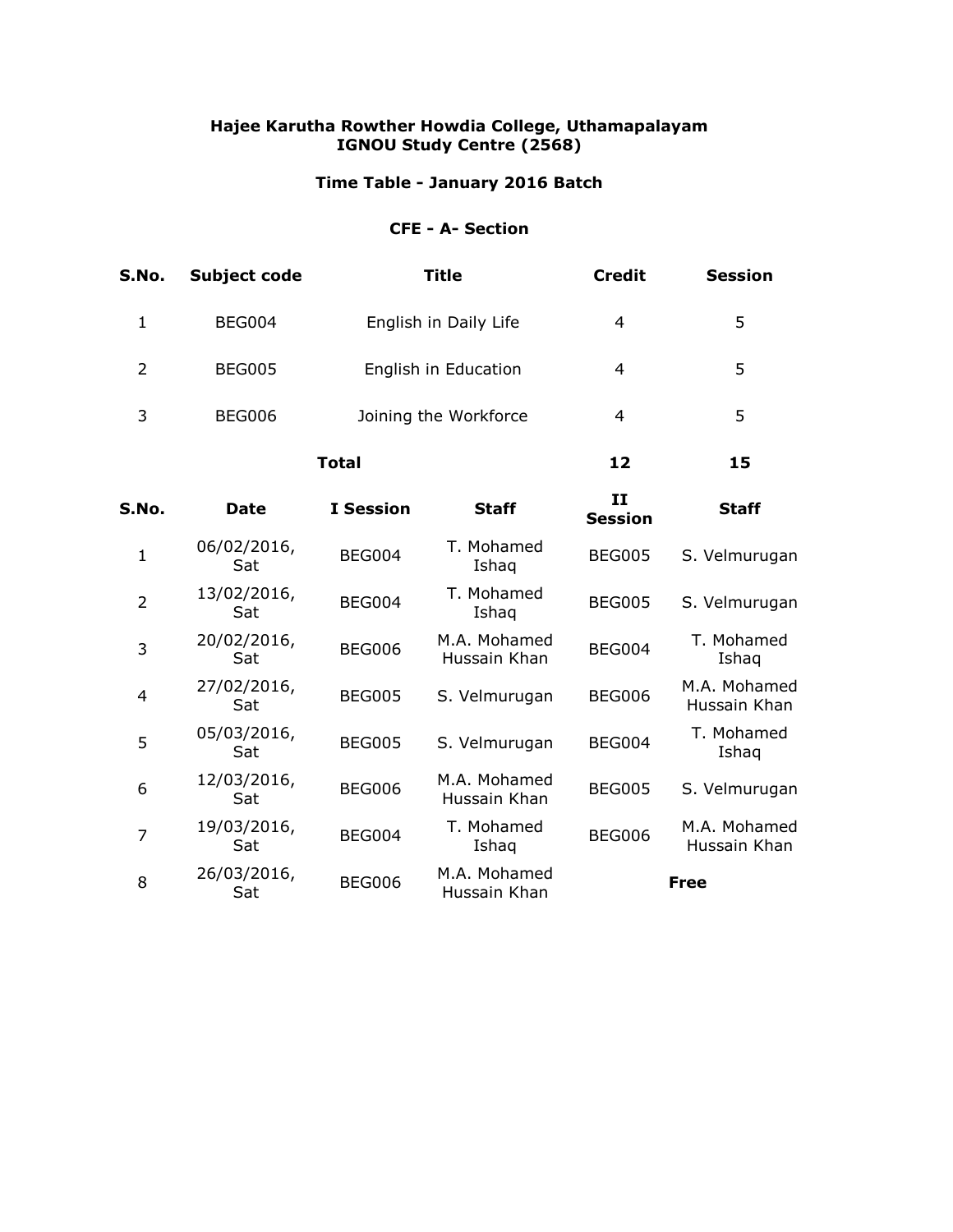**Hajee Karutha Rowther Howdia College, Uthamapalayam**
**IGNOU Study Centre (2568)**

**Time Table - January 2016 Batch**

**CFE - A- Section**

| S.No. | Subject code | Title | Credit | Session |
|---|---|---|---|---|
| 1 | BEG004 | English in Daily Life | 4 | 5 |
| 2 | BEG005 | English in Education | 4 | 5 |
| 3 | BEG006 | Joining the Workforce | 4 | 5 |
| | | **Total** | **12** | **15** |

| S.No. | Date | I Session | Staff | II Session | Staff |
|---|---|---|---|---|---|
| 1 | 06/02/2016, Sat | BEG004 | T. Mohamed Ishaq | BEG005 | S. Velmurugan |
| 2 | 13/02/2016, Sat | BEG004 | T. Mohamed Ishaq | BEG005 | S. Velmurugan |
| 3 | 20/02/2016, Sat | BEG006 | M.A. Mohamed Hussain Khan | BEG004 | T. Mohamed Ishaq |
| 4 | 27/02/2016, Sat | BEG005 | S. Velmurugan | BEG006 | M.A. Mohamed Hussain Khan |
| 5 | 05/03/2016, Sat | BEG005 | S. Velmurugan | BEG004 | T. Mohamed Ishaq |
| 6 | 12/03/2016, Sat | BEG006 | M.A. Mohamed Hussain Khan | BEG005 | S. Velmurugan |
| 7 | 19/03/2016, Sat | BEG004 | T. Mohamed Ishaq | BEG006 | M.A. Mohamed Hussain Khan |
| 8 | 26/03/2016, Sat | BEG006 | M.A. Mohamed Hussain Khan | **Free** | |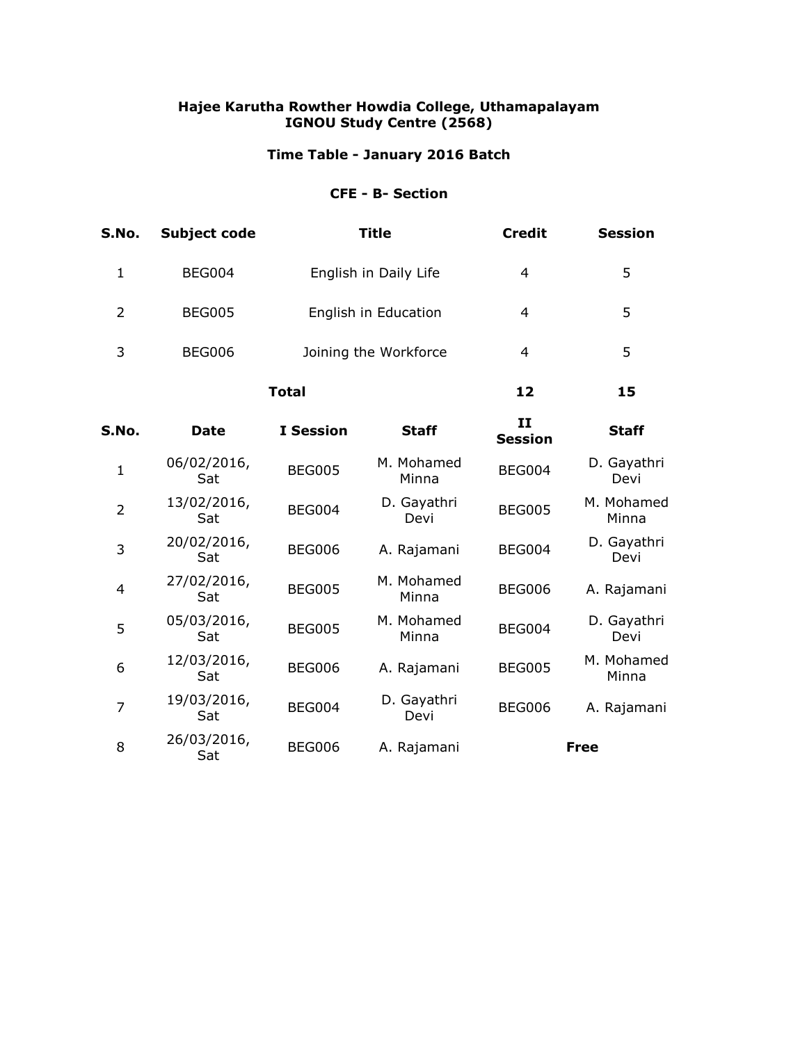**Hajee Karutha Rowther Howdia College, Uthamapalayam**
**IGNOU Study Centre (2568)**

**Time Table - January 2016 Batch**

**CFE - B- Section**

| S.No. | Subject code | Title | Credit | Session |
|---|---|---|---|---|
| 1 | BEG004 | English in Daily Life | 4 | 5 |
| 2 | BEG005 | English in Education | 4 | 5 |
| 3 | BEG006 | Joining the Workforce | 4 | 5 |
| | | **Total** | **12** | **15** |

| S.No. | Date | I Session | Staff | II Session | Staff |
|---|---|---|---|---|---|
| 1 | 06/02/2016, Sat | BEG005 | M. Mohamed Minna | BEG004 | D. Gayathri Devi |
| 2 | 13/02/2016, Sat | BEG004 | D. Gayathri Devi | BEG005 | M. Mohamed Minna |
| 3 | 20/02/2016, Sat | BEG006 | A. Rajamani | BEG004 | D. Gayathri Devi |
| 4 | 27/02/2016, Sat | BEG005 | M. Mohamed Minna | BEG006 | A. Rajamani |
| 5 | 05/03/2016, Sat | BEG005 | M. Mohamed Minna | BEG004 | D. Gayathri Devi |
| 6 | 12/03/2016, Sat | BEG006 | A. Rajamani | BEG005 | M. Mohamed Minna |
| 7 | 19/03/2016, Sat | BEG004 | D. Gayathri Devi | BEG006 | A. Rajamani |
| 8 | 26/03/2016, Sat | BEG006 | A. Rajamani | **Free** | |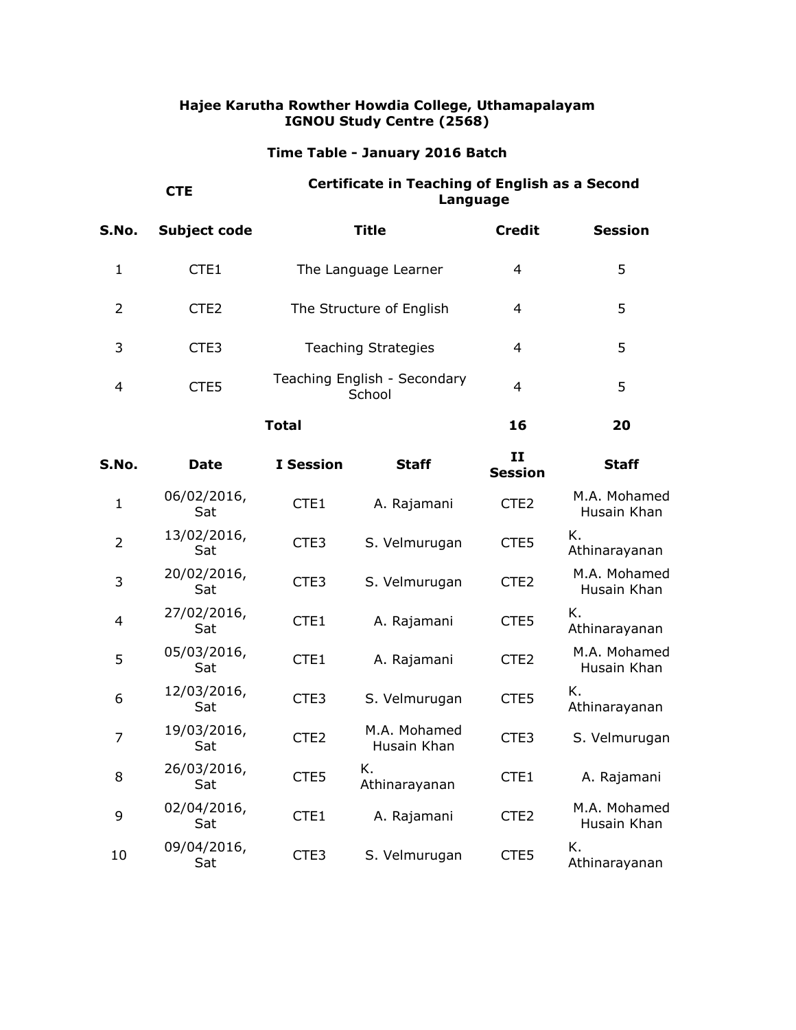**Hajee Karutha Rowther Howdia College, Uthamapalayam**
**IGNOU Study Centre (2568)**

**Time Table - January 2016 Batch**

**CTE** — **Certificate in Teaching of English as a Second Language**

| S.No. | Subject code | Title | Credit | Session |
|---|---|---|---|---|
| 1 | CTE1 | The Language Learner | 4 | 5 |
| 2 | CTE2 | The Structure of English | 4 | 5 |
| 3 | CTE3 | Teaching Strategies | 4 | 5 |
| 4 | CTE5 | Teaching English - Secondary School | 4 | 5 |
| | | **Total** | **16** | **20** |

| S.No. | Date | I Session | Staff | II Session | Staff |
|---|---|---|---|---|---|
| 1 | 06/02/2016, Sat | CTE1 | A. Rajamani | CTE2 | M.A. Mohamed Husain Khan |
| 2 | 13/02/2016, Sat | CTE3 | S. Velmurugan | CTE5 | K. Athinarayanan |
| 3 | 20/02/2016, Sat | CTE3 | S. Velmurugan | CTE2 | M.A. Mohamed Husain Khan |
| 4 | 27/02/2016, Sat | CTE1 | A. Rajamani | CTE5 | K. Athinarayanan |
| 5 | 05/03/2016, Sat | CTE1 | A. Rajamani | CTE2 | M.A. Mohamed Husain Khan |
| 6 | 12/03/2016, Sat | CTE3 | S. Velmurugan | CTE5 | K. Athinarayanan |
| 7 | 19/03/2016, Sat | CTE2 | M.A. Mohamed Husain Khan | CTE3 | S. Velmurugan |
| 8 | 26/03/2016, Sat | CTE5 | K. Athinarayanan | CTE1 | A. Rajamani |
| 9 | 02/04/2016, Sat | CTE1 | A. Rajamani | CTE2 | M.A. Mohamed Husain Khan |
| 10 | 09/04/2016, Sat | CTE3 | S. Velmurugan | CTE5 | K. Athinarayanan |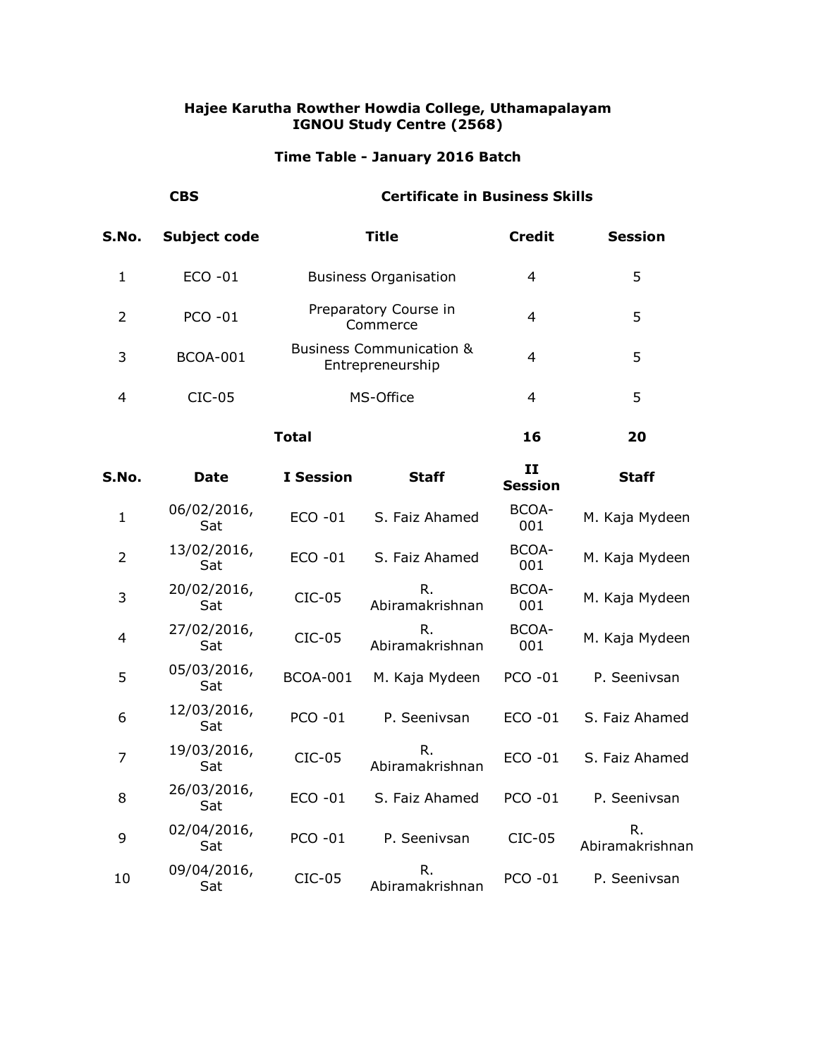**Hajee Karutha Rowther Howdia College, Uthamapalayam**
**IGNOU Study Centre (2568)**

**Time Table - January 2016 Batch**

| CBS | Certificate in Business Skills |
|---|---|

| S.No. | Subject code | Title | Credit | Session |
|---|---|---|---|---|
| 1 | ECO -01 | Business Organisation | 4 | 5 |
| 2 | PCO -01 | Preparatory Course in Commerce | 4 | 5 |
| 3 | BCOA-001 | Business Communication & Entrepreneurship | 4 | 5 |
| 4 | CIC-05 | MS-Office | 4 | 5 |
| | | **Total** | **16** | **20** |

| S.No. | Date | I Session | Staff | II Session | Staff |
|---|---|---|---|---|---|
| 1 | 06/02/2016, Sat | ECO -01 | S. Faiz Ahamed | BCOA-001 | M. Kaja Mydeen |
| 2 | 13/02/2016, Sat | ECO -01 | S. Faiz Ahamed | BCOA-001 | M. Kaja Mydeen |
| 3 | 20/02/2016, Sat | CIC-05 | R. Abiramakrishnan | BCOA-001 | M. Kaja Mydeen |
| 4 | 27/02/2016, Sat | CIC-05 | R. Abiramakrishnan | BCOA-001 | M. Kaja Mydeen |
| 5 | 05/03/2016, Sat | BCOA-001 | M. Kaja Mydeen | PCO -01 | P. Seenivsan |
| 6 | 12/03/2016, Sat | PCO -01 | P. Seenivsan | ECO -01 | S. Faiz Ahamed |
| 7 | 19/03/2016, Sat | CIC-05 | R. Abiramakrishnan | ECO -01 | S. Faiz Ahamed |
| 8 | 26/03/2016, Sat | ECO -01 | S. Faiz Ahamed | PCO -01 | P. Seenivsan |
| 9 | 02/04/2016, Sat | PCO -01 | P. Seenivsan | CIC-05 | R. Abiramakrishnan |
| 10 | 09/04/2016, Sat | CIC-05 | R. Abiramakrishnan | PCO -01 | P. Seenivsan |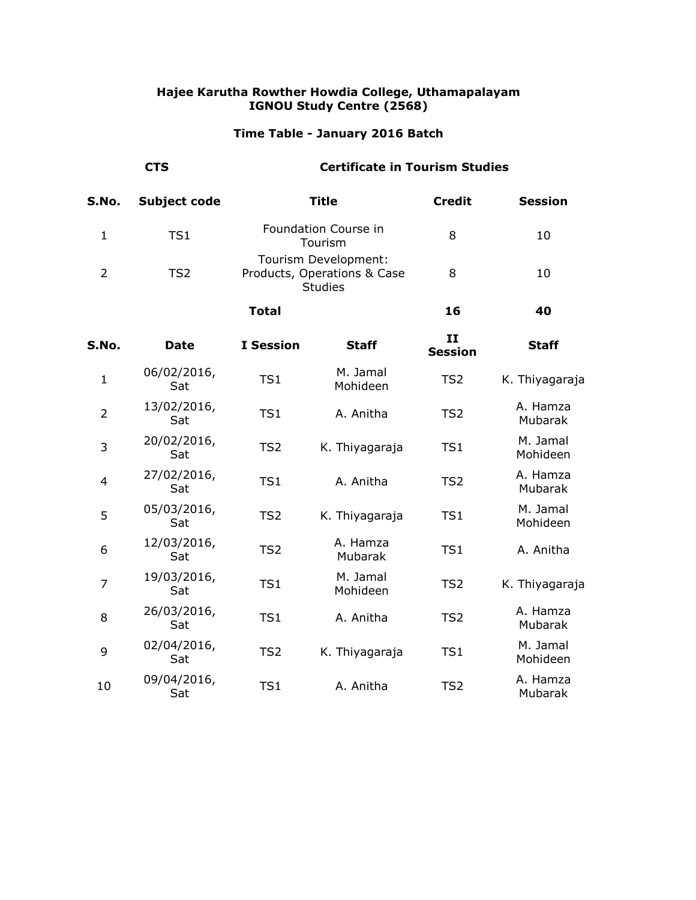**Hajee Karutha Rowther Howdia College, Uthamapalayam**
**IGNOU Study Centre (2568)**

**Time Table - January 2016 Batch**

**CTS** **Certificate in Tourism Studies**

| S.No. | Subject code | Title | Credit | Session |
|---|---|---|---|---|
| 1 | TS1 | Foundation Course in Tourism | 8 | 10 |
| 2 | TS2 | Tourism Development: Products, Operations & Case Studies | 8 | 10 |
| | | **Total** | **16** | **40** |

| S.No. | Date | I Session | Staff | II Session | Staff |
|---|---|---|---|---|---|
| 1 | 06/02/2016, Sat | TS1 | M. Jamal Mohideen | TS2 | K. Thiyagaraja |
| 2 | 13/02/2016, Sat | TS1 | A. Anitha | TS2 | A. Hamza Mubarak |
| 3 | 20/02/2016, Sat | TS2 | K. Thiyagaraja | TS1 | M. Jamal Mohideen |
| 4 | 27/02/2016, Sat | TS1 | A. Anitha | TS2 | A. Hamza Mubarak |
| 5 | 05/03/2016, Sat | TS2 | K. Thiyagaraja | TS1 | M. Jamal Mohideen |
| 6 | 12/03/2016, Sat | TS2 | A. Hamza Mubarak | TS1 | A. Anitha |
| 7 | 19/03/2016, Sat | TS1 | M. Jamal Mohideen | TS2 | K. Thiyagaraja |
| 8 | 26/03/2016, Sat | TS1 | A. Anitha | TS2 | A. Hamza Mubarak |
| 9 | 02/04/2016, Sat | TS2 | K. Thiyagaraja | TS1 | M. Jamal Mohideen |
| 10 | 09/04/2016, Sat | TS1 | A. Anitha | TS2 | A. Hamza Mubarak |